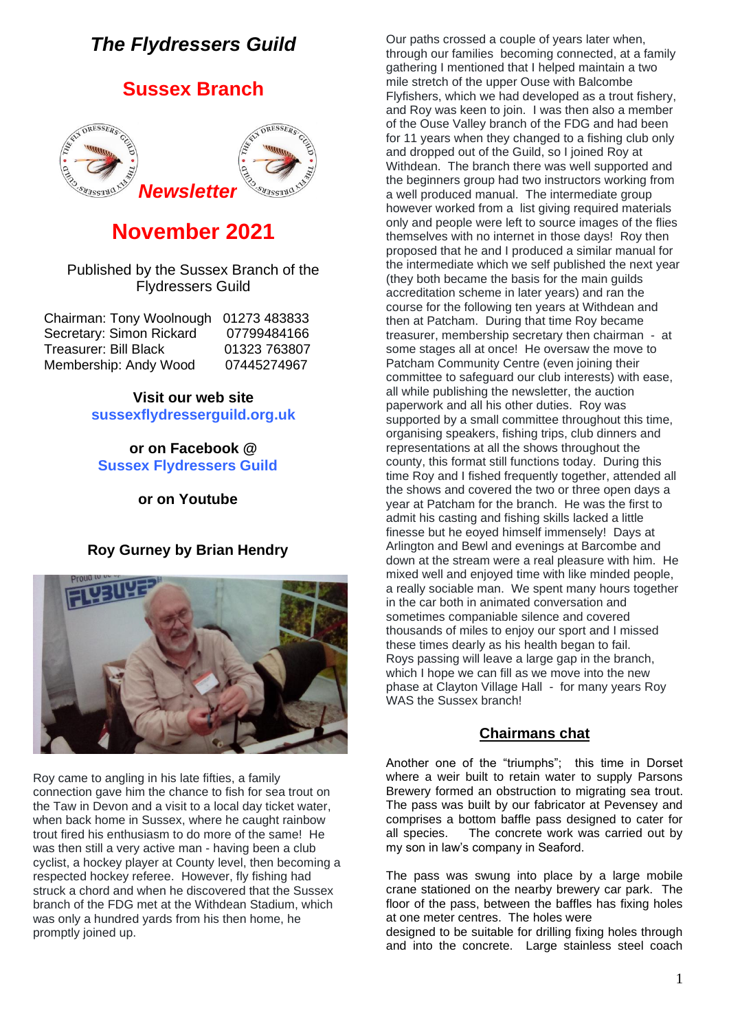# The Flydressers Guild

## Sussex Branch

*Newsletter*

# November 2021

Published by the Sussex Branch of the Flydressers Guild

| | |
|---|---|
| Chairman: Tony Woolnough | 01273 483833 |
| Secretary: Simon Rickard | 07799484166 |
| Treasurer: Bill Black | 01323 763807 |
| Membership: Andy Wood | 07445274967 |

**Visit our web site**
**sussexflydresserguild.org.uk**

**or on Facebook @**
**Sussex Flydressers Guild**

**or on Youtube**

### Roy Gurney by Brian Hendry

Roy came to angling in his late fifties, a family connection gave him the chance to fish for sea trout on the Taw in Devon and a visit to a local day ticket water, when back home in Sussex, where he caught rainbow trout fired his enthusiasm to do more of the same! He was then still a very active man - having been a club cyclist, a hockey player at County level, then becoming a respected hockey referee. However, fly fishing had struck a chord and when he discovered that the Sussex branch of the FDG met at the Withdean Stadium, which was only a hundred yards from his then home, he promptly joined up.

Our paths crossed a couple of years later when, through our families becoming connected, at a family gathering I mentioned that I helped maintain a two mile stretch of the upper Ouse with Balcombe Flyfishers, which we had developed as a trout fishery, and Roy was keen to join. I was then also a member of the Ouse Valley branch of the FDG and had been for 11 years when they changed to a fishing club only and dropped out of the Guild, so I joined Roy at Withdean. The branch there was well supported and the beginners group had two instructors working from a well produced manual. The intermediate group however worked from a list giving required materials only and people were left to source images of the flies themselves with no internet in those days! Roy then proposed that he and I produced a similar manual for the intermediate which we self published the next year (they both became the basis for the main guilds accreditation scheme in later years) and ran the course for the following ten years at Withdean and then at Patcham. During that time Roy became treasurer, membership secretary then chairman - at some stages all at once! He oversaw the move to Patcham Community Centre (even joining their committee to safeguard our club interests) with ease, all while publishing the newsletter, the auction paperwork and all his other duties. Roy was supported by a small committee throughout this time, organising speakers, fishing trips, club dinners and representations at all the shows throughout the county, this format still functions today. During this time Roy and I fished frequently together, attended all the shows and covered the two or three open days a year at Patcham for the branch. He was the first to admit his casting and fishing skills lacked a little finesse but he eoyed himself immensely! Days at Arlington and Bewl and evenings at Barcombe and down at the stream were a real pleasure with him. He mixed well and enjoyed time with like minded people, a really sociable man. We spent many hours together in the car both in animated conversation and sometimes companiable silence and covered thousands of miles to enjoy our sport and I missed these times dearly as his health began to fail. Roys passing will leave a large gap in the branch, which I hope we can fill as we move into the new phase at Clayton Village Hall - for many years Roy WAS the Sussex branch!

### Chairmans chat

Another one of the "triumphs"; this time in Dorset where a weir built to retain water to supply Parsons Brewery formed an obstruction to migrating sea trout. The pass was built by our fabricator at Pevensey and comprises a bottom baffle pass designed to cater for all species. The concrete work was carried out by my son in law's company in Seaford.

The pass was swung into place by a large mobile crane stationed on the nearby brewery car park. The floor of the pass, between the baffles has fixing holes at one meter centres. The holes were designed to be suitable for drilling fixing holes through and into the concrete. Large stainless steel coach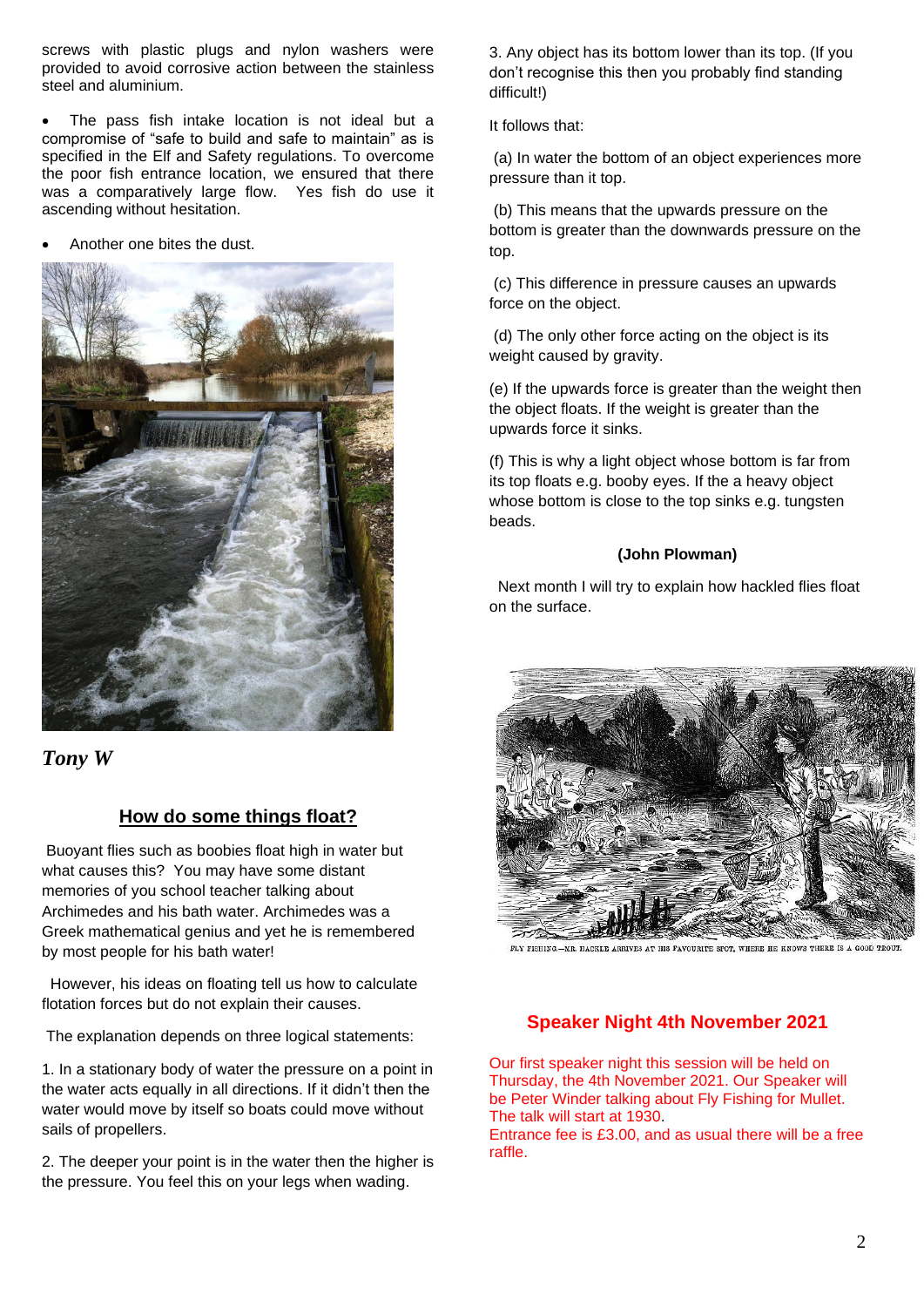screws with plastic plugs and nylon washers were provided to avoid corrosive action between the stainless steel and aluminium.

- The pass fish intake location is not ideal but a compromise of "safe to build and safe to maintain" as is specified in the Elf and Safety regulations. To overcome the poor fish entrance location, we ensured that there was a comparatively large flow. Yes fish do use it ascending without hesitation.
- Another one bites the dust.

***Tony W***

## How do some things float?

Buoyant flies such as boobies float high in water but what causes this? You may have some distant memories of you school teacher talking about Archimedes and his bath water. Archimedes was a Greek mathematical genius and yet he is remembered by most people for his bath water!

However, his ideas on floating tell us how to calculate flotation forces but do not explain their causes.

The explanation depends on three logical statements:

1. In a stationary body of water the pressure on a point in the water acts equally in all directions. If it didn't then the water would move by itself so boats could move without sails of propellers.

2. The deeper your point is in the water then the higher is the pressure. You feel this on your legs when wading.

3. Any object has its bottom lower than its top. (If you don't recognise this then you probably find standing difficult!)

It follows that:

(a) In water the bottom of an object experiences more pressure than it top.

(b) This means that the upwards pressure on the bottom is greater than the downwards pressure on the top.

(c) This difference in pressure causes an upwards force on the object.

(d) The only other force acting on the object is its weight caused by gravity.

(e) If the upwards force is greater than the weight then the object floats. If the weight is greater than the upwards force it sinks.

(f) This is why a light object whose bottom is far from its top floats e.g. booby eyes. If the a heavy object whose bottom is close to the top sinks e.g. tungsten beads.

**(John Plowman)**

Next month I will try to explain how hackled flies float on the surface.

FLY FISHING.—MR. HACKLE ARRIVES AT HIS FAVOURITE SPOT, WHERE HE KNOWS THERE IS A GOOD TROUT.

## Speaker Night 4th November 2021

Our first speaker night this session will be held on Thursday, the 4th November 2021. Our Speaker will be Peter Winder talking about Fly Fishing for Mullet. The talk will start at 1930.
Entrance fee is £3.00, and as usual there will be a free raffle.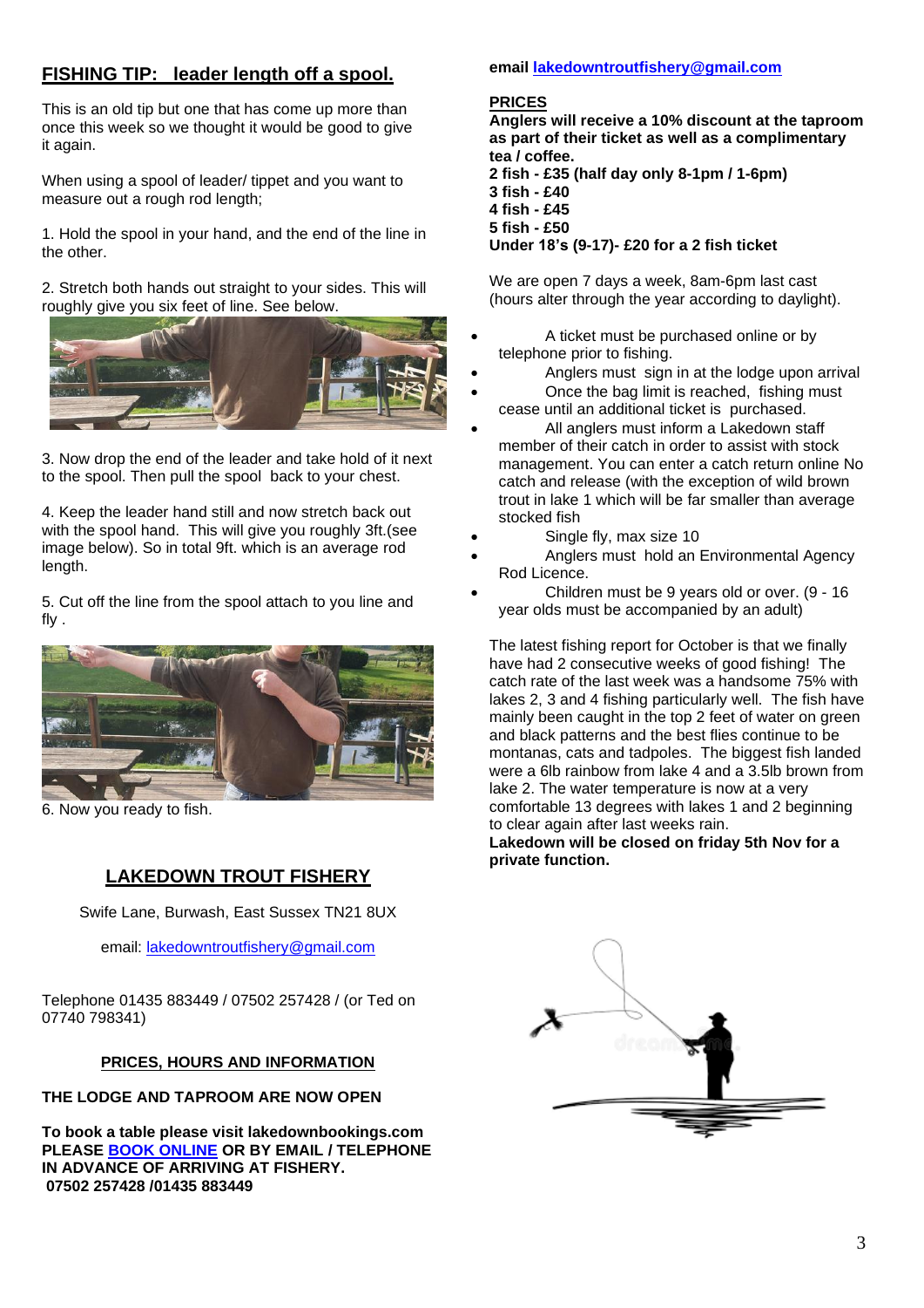## FISHING TIP: leader length off a spool.

This is an old tip but one that has come up more than once this week so we thought it would be good to give it again.

When using a spool of leader/ tippet and you want to measure out a rough rod length;

1. Hold the spool in your hand, and the end of the line in the other.

2. Stretch both hands out straight to your sides. This will roughly give you six feet of line. See below.

3. Now drop the end of the leader and take hold of it next to the spool. Then pull the spool back to your chest.

4. Keep the leader hand still and now stretch back out with the spool hand. This will give you roughly 3ft.(see image below). So in total 9ft. which is an average rod length.

5. Cut off the line from the spool attach to you line and fly .

6. Now you ready to fish.

## LAKEDOWN TROUT FISHERY

Swife Lane, Burwash, East Sussex TN21 8UX

email: lakedowntroutfishery@gmail.com

Telephone 01435 883449 / 07502 257428 / (or Ted on 07740 798341)

**PRICES, HOURS AND INFORMATION**

**THE LODGE AND TAPROOM ARE NOW OPEN**

**To book a table please visit lakedownbookings.com PLEASE BOOK ONLINE OR BY EMAIL / TELEPHONE IN ADVANCE OF ARRIVING AT FISHERY. 07502 257428 /01435 883449**

**email lakedowntroutfishery@gmail.com**

**PRICES**

**Anglers will receive a 10% discount at the taproom as part of their ticket as well as a complimentary tea / coffee.**
**2 fish - £35 (half day only 8-1pm / 1-6pm)**
**3 fish - £40**
**4 fish - £45**
**5 fish - £50**
**Under 18's (9-17)- £20 for a 2 fish ticket**

We are open 7 days a week, 8am-6pm last cast (hours alter through the year according to daylight).

- A ticket must be purchased online or by telephone prior to fishing.
- Anglers must sign in at the lodge upon arrival
- Once the bag limit is reached, fishing must cease until an additional ticket is purchased.
- All anglers must inform a Lakedown staff member of their catch in order to assist with stock management. You can enter a catch return online No catch and release (with the exception of wild brown trout in lake 1 which will be far smaller than average stocked fish
- Single fly, max size 10
- Anglers must hold an Environmental Agency Rod Licence.
- Children must be 9 years old or over. (9 - 16 year olds must be accompanied by an adult)

The latest fishing report for October is that we finally have had 2 consecutive weeks of good fishing! The catch rate of the last week was a handsome 75% with lakes 2, 3 and 4 fishing particularly well. The fish have mainly been caught in the top 2 feet of water on green and black patterns and the best flies continue to be montanas, cats and tadpoles. The biggest fish landed were a 6lb rainbow from lake 4 and a 3.5lb brown from lake 2. The water temperature is now at a very comfortable 13 degrees with lakes 1 and 2 beginning to clear again after last weeks rain.

**Lakedown will be closed on friday 5th Nov for a private function.**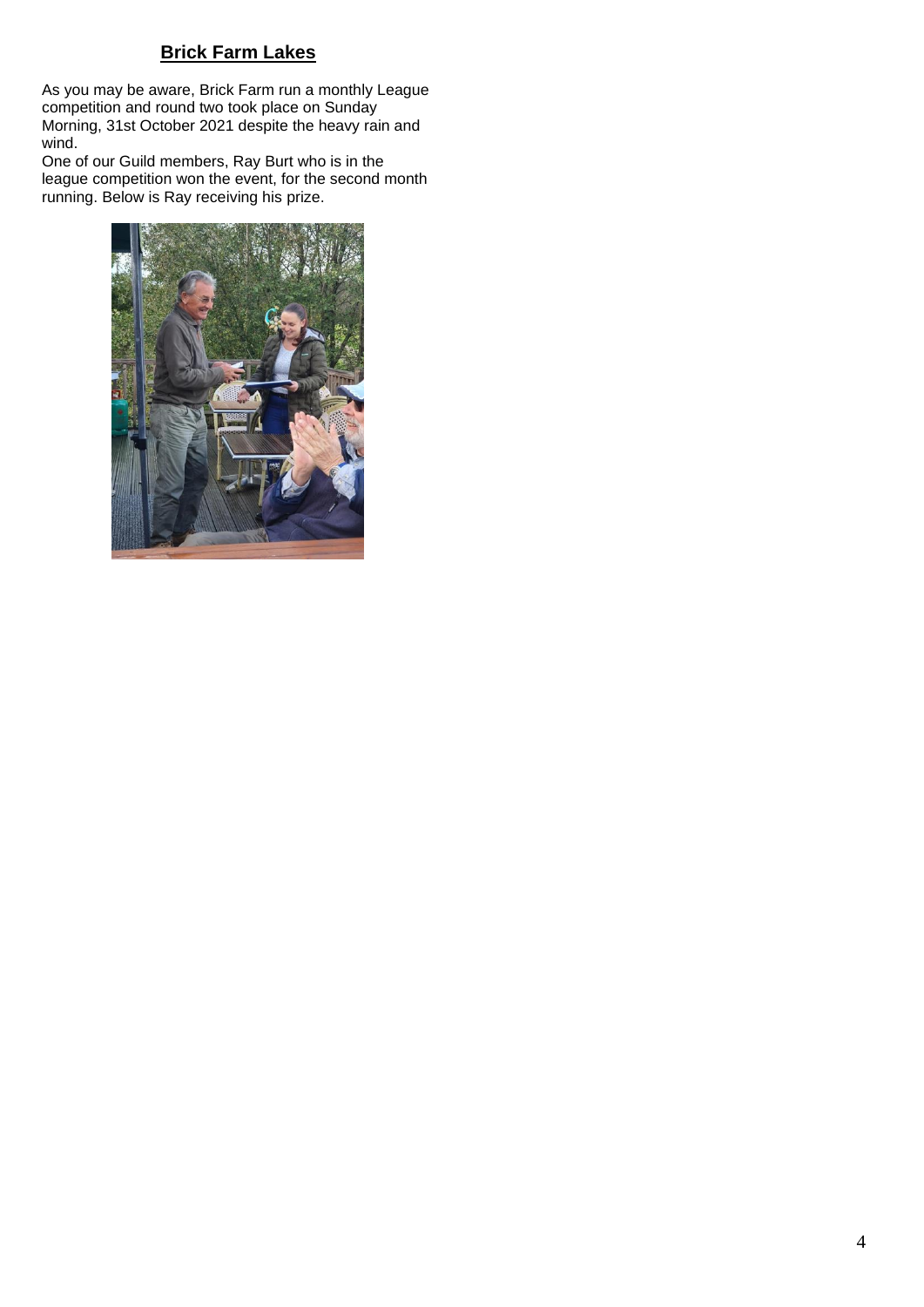## Brick Farm Lakes

As you may be aware, Brick Farm run a monthly League competition and round two took place on Sunday Morning, 31st October 2021 despite the heavy rain and wind.

One of our Guild members, Ray Burt who is in the league competition won the event, for the second month running. Below is Ray receiving his prize.